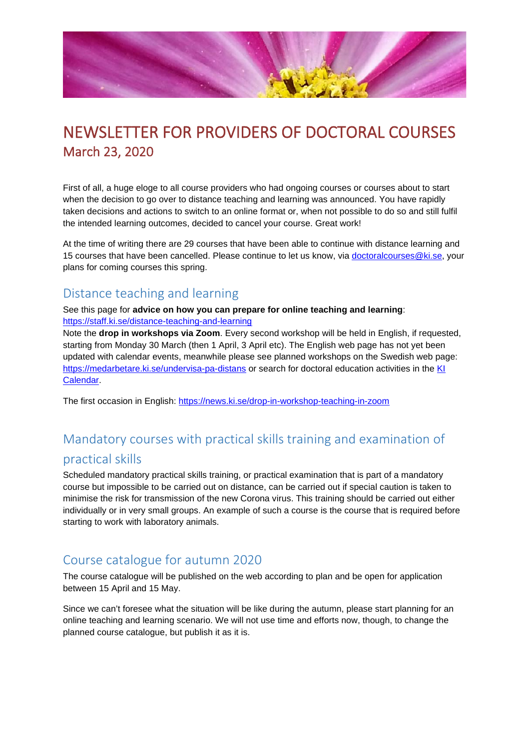# NEWSLETTER FOR PROVIDERS OF DOCTORAL COURSES

## March 23, 2020

First of all, a huge eloge to all course providers who had ongoing courses or courses about to start when the decision to go over to distance teaching and learning was announced. You have rapidly taken decisions and actions to switch to an online format or, when not possible to do so and still fulfil the intended learning outcomes, decided to cancel your course. Great work!

At the time of writing there are 29 courses that have been able to continue with distance learning and 15 courses that have been cancelled. Please continue to let us know, via doctoralcourses@ki.se, your plans for coming courses this spring.

## Distance teaching and learning

See this page for **advice on how you can prepare for online teaching and learning**: https://staff.ki.se/distance-teaching-and-learning

Note the **drop in workshops via Zoom**. Every second workshop will be held in English, if requested, starting from Monday 30 March (then 1 April, 3 April etc). The English web page has not yet been updated with calendar events, meanwhile please see planned workshops on the Swedish web page: https://medarbetare.ki.se/undervisa-pa-distans or search for doctoral education activities in the KI Calendar.

The first occasion in English: https://news.ki.se/drop-in-workshop-teaching-in-zoom

## Mandatory courses with practical skills training and examination of practical skills

Scheduled mandatory practical skills training, or practical examination that is part of a mandatory course but impossible to be carried out on distance, can be carried out if special caution is taken to minimise the risk for transmission of the new Corona virus. This training should be carried out either individually or in very small groups. An example of such a course is the course that is required before starting to work with laboratory animals.

## Course catalogue for autumn 2020

The course catalogue will be published on the web according to plan and be open for application between 15 April and 15 May.

Since we can't foresee what the situation will be like during the autumn, please start planning for an online teaching and learning scenario. We will not use time and efforts now, though, to change the planned course catalogue, but publish it as it is.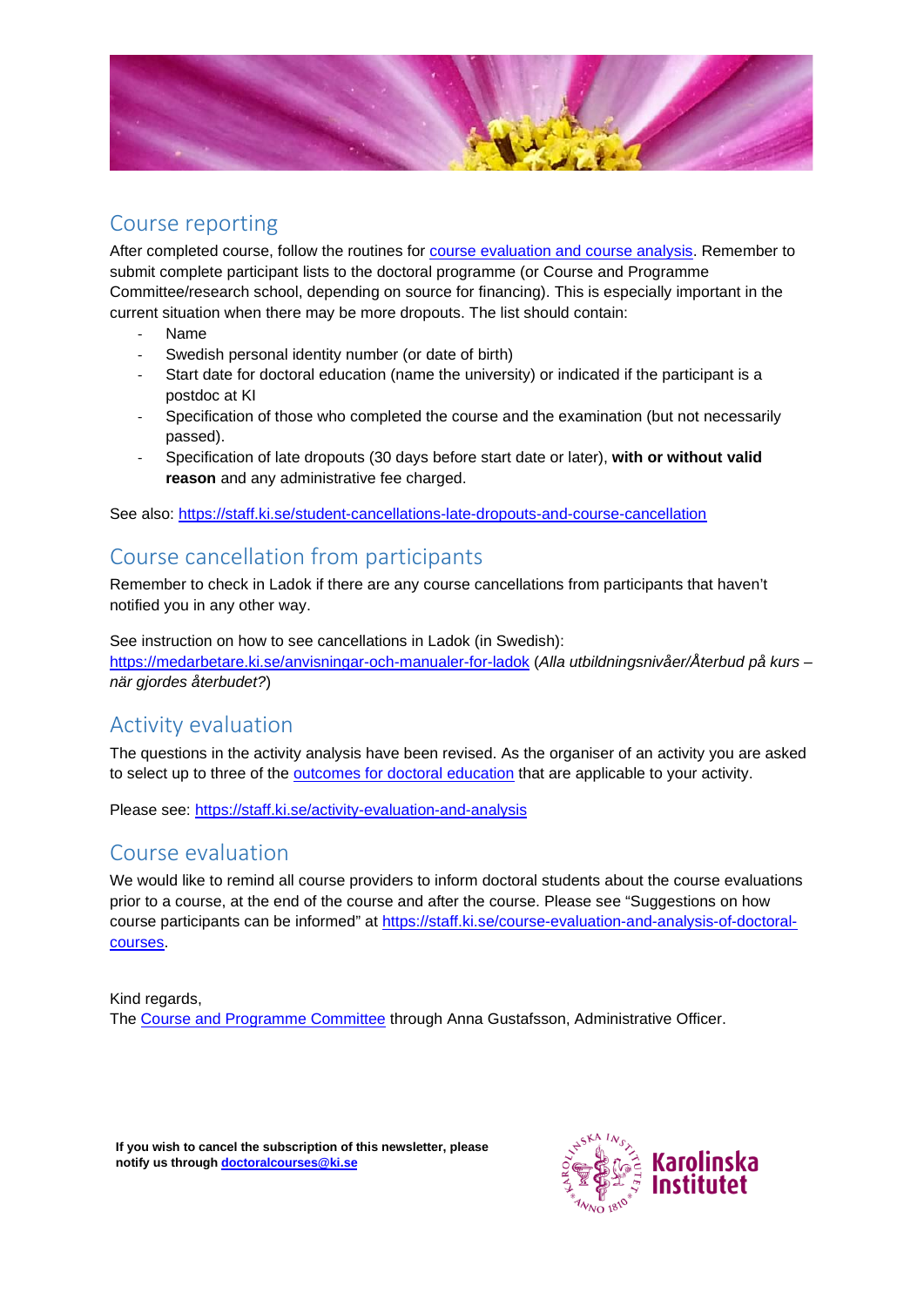## Course reporting

After completed course, follow the routines for [course evaluation and course analysis](). Remember to submit complete participant lists to the doctoral programme (or Course and Programme Committee/research school, depending on source for financing). This is especially important in the current situation when there may be more dropouts. The list should contain:

- Name
- Swedish personal identity number (or date of birth)
- Start date for doctoral education (name the university) or indicated if the participant is a postdoc at KI
- Specification of those who completed the course and the examination (but not necessarily passed).
- Specification of late dropouts (30 days before start date or later), **with or without valid reason** and any administrative fee charged.

See also: https://staff.ki.se/student-cancellations-late-dropouts-and-course-cancellation

## Course cancellation from participants

Remember to check in Ladok if there are any course cancellations from participants that haven't notified you in any other way.

See instruction on how to see cancellations in Ladok (in Swedish): https://medarbetare.ki.se/anvisningar-och-manualer-for-ladok (*Alla utbildningsnivåer/Återbud på kurs – när gjordes återbudet?*)

## Activity evaluation

The questions in the activity analysis have been revised. As the organiser of an activity you are asked to select up to three of the [outcomes for doctoral education]() that are applicable to your activity.

Please see: https://staff.ki.se/activity-evaluation-and-analysis

## Course evaluation

We would like to remind all course providers to inform doctoral students about the course evaluations prior to a course, at the end of the course and after the course. Please see "Suggestions on how course participants can be informed" at https://staff.ki.se/course-evaluation-and-analysis-of-doctoral-courses.

Kind regards,
The [Course and Programme Committee]() through Anna Gustafsson, Administrative Officer.

**If you wish to cancel the subscription of this newsletter, please notify us through [doctoralcourses@ki.se](mailto:doctoralcourses@ki.se)**